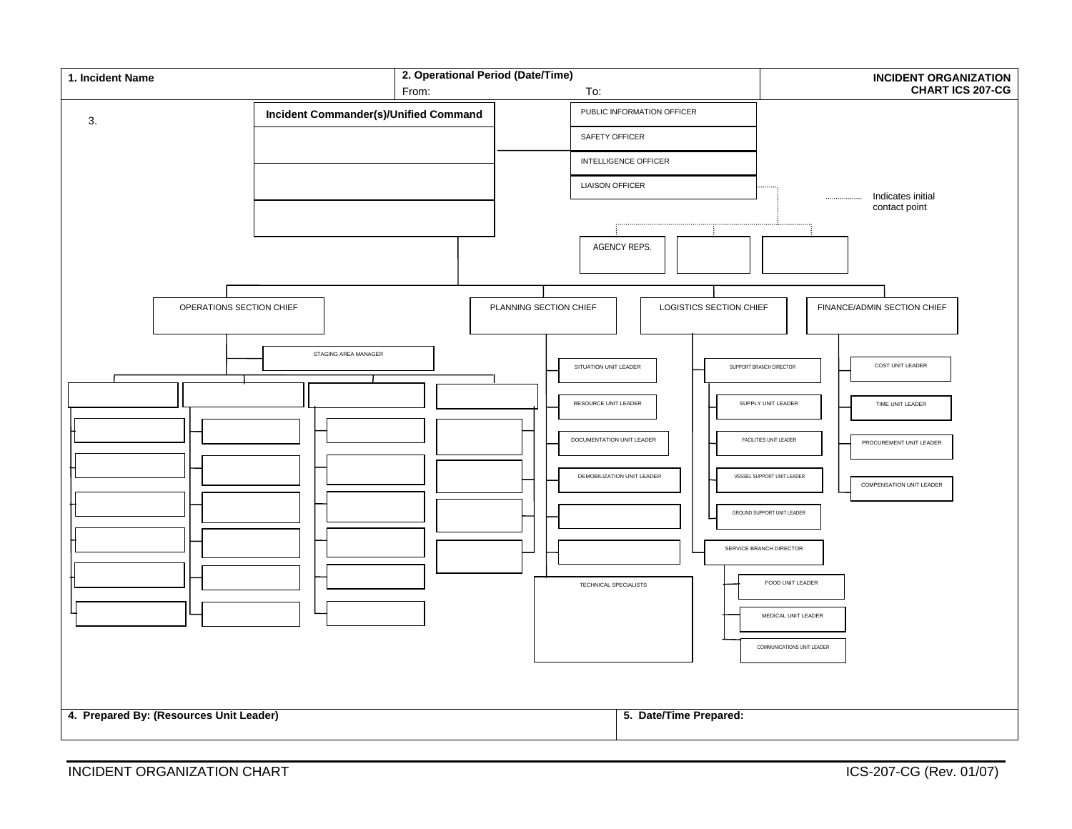| 1. Incident Name | 2. Operational Period (Date/Time) From: To: | INCIDENT ORGANIZATION CHART ICS 207-CG |
|---|---|---|

3.

**Incident Commander(s)/Unified Command**

- PUBLIC INFORMATION OFFICER
- SAFETY OFFICER
- INTELLIGENCE OFFICER
- LIAISON OFFICER

................ Indicates initial contact point

AGENCY REPS.

**OPERATIONS SECTION CHIEF**

- STAGING AREA MANAGER

**PLANNING SECTION CHIEF**

- SITUATION UNIT LEADER
- RESOURCE UNIT LEADER
- DOCUMENTATION UNIT LEADER
- DEMOBILIZATION UNIT LEADER
- TECHNICAL SPECIALISTS

**LOGISTICS SECTION CHIEF**

- SUPPORT BRANCH DIRECTOR
  - SUPPLY UNIT LEADER
  - FACILITIES UNIT LEADER
  - VESSEL SUPPORT UNIT LEADER
  - GROUND SUPPORT UNIT LEADER
- SERVICE BRANCH DIRECTOR
  - FOOD UNIT LEADER
  - MEDICAL UNIT LEADER
  - COMMUNICATIONS UNIT LEADER

**FINANCE/ADMIN SECTION CHIEF**

- COST UNIT LEADER
- TIME UNIT LEADER
- PROCUREMENT UNIT LEADER
- COMPENSATION UNIT LEADER

| 4. Prepared By: (Resources Unit Leader) | 5. Date/Time Prepared: |
|---|---|

INCIDENT ORGANIZATION CHART — ICS-207-CG (Rev. 01/07)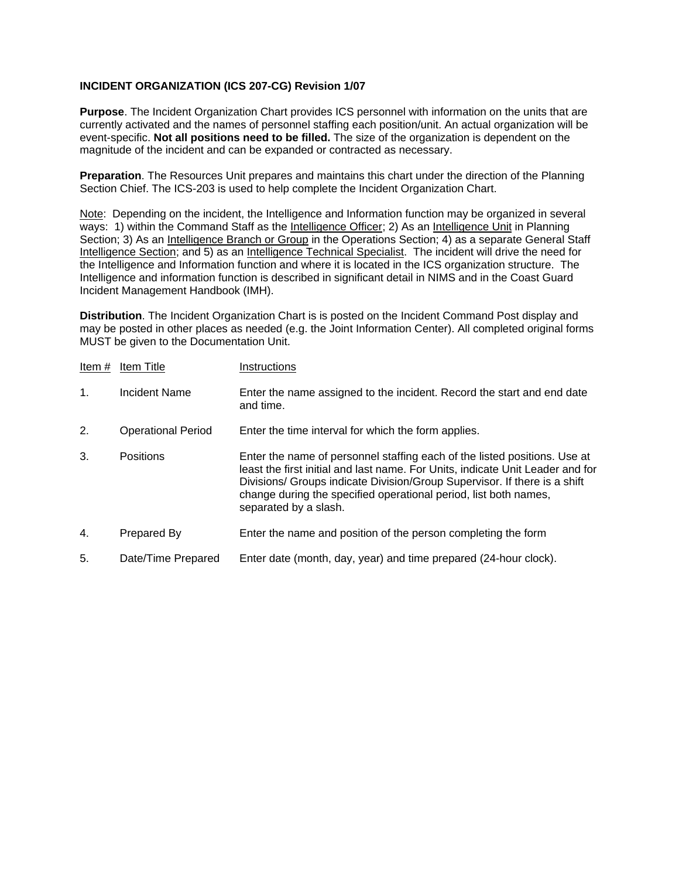**INCIDENT ORGANIZATION (ICS 207-CG) Revision 1/07**

**Purpose**. The Incident Organization Chart provides ICS personnel with information on the units that are currently activated and the names of personnel staffing each position/unit. An actual organization will be event-specific. **Not all positions need to be filled.** The size of the organization is dependent on the magnitude of the incident and can be expanded or contracted as necessary.

**Preparation**. The Resources Unit prepares and maintains this chart under the direction of the Planning Section Chief. The ICS-203 is used to help complete the Incident Organization Chart.

Note: Depending on the incident, the Intelligence and Information function may be organized in several ways: 1) within the Command Staff as the Intelligence Officer; 2) As an Intelligence Unit in Planning Section; 3) As an Intelligence Branch or Group in the Operations Section; 4) as a separate General Staff Intelligence Section; and 5) as an Intelligence Technical Specialist. The incident will drive the need for the Intelligence and Information function and where it is located in the ICS organization structure. The Intelligence and information function is described in significant detail in NIMS and in the Coast Guard Incident Management Handbook (IMH).

**Distribution**. The Incident Organization Chart is is posted on the Incident Command Post display and may be posted in other places as needed (e.g. the Joint Information Center). All completed original forms MUST be given to the Documentation Unit.

| Item # | Item Title | Instructions |
|---|---|---|
| 1. | Incident Name | Enter the name assigned to the incident. Record the start and end date and time. |
| 2. | Operational Period | Enter the time interval for which the form applies. |
| 3. | Positions | Enter the name of personnel staffing each of the listed positions. Use at least the first initial and last name. For Units, indicate Unit Leader and for Divisions/ Groups indicate Division/Group Supervisor. If there is a shift change during the specified operational period, list both names, separated by a slash. |
| 4. | Prepared By | Enter the name and position of the person completing the form |
| 5. | Date/Time Prepared | Enter date (month, day, year) and time prepared (24-hour clock). |